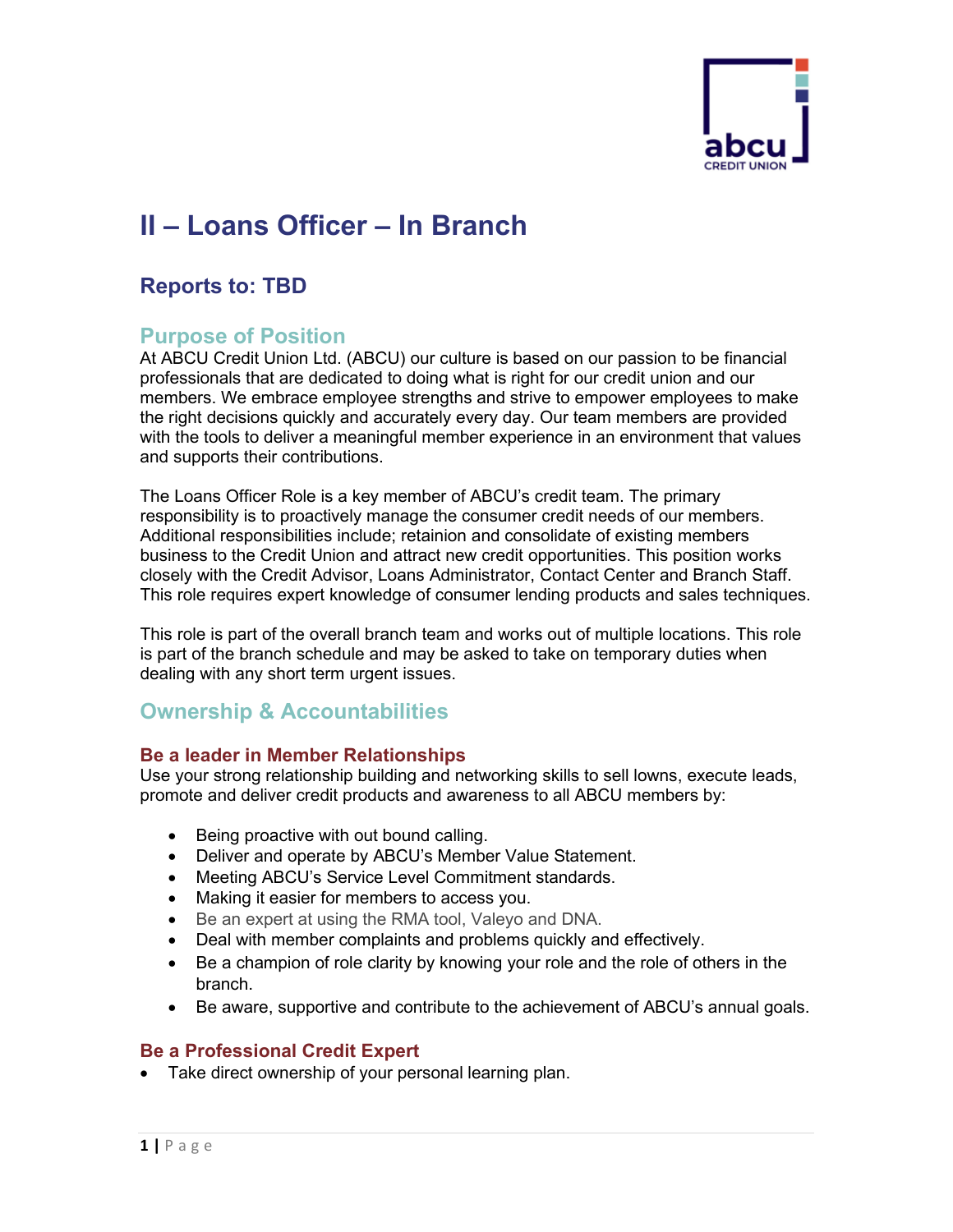# II – Loans Officer – In Branch

## Reports to: TBD

## Purpose of Position

At ABCU Credit Union Ltd. (ABCU) our culture is based on our passion to be financial professionals that are dedicated to doing what is right for our credit union and our members. We embrace employee strengths and strive to empower employees to make the right decisions quickly and accurately every day. Our team members are provided with the tools to deliver a meaningful member experience in an environment that values and supports their contributions.

The Loans Officer Role is a key member of ABCU's credit team. The primary responsibility is to proactively manage the consumer credit needs of our members. Additional responsibilities include; retainion and consolidate of existing members business to the Credit Union and attract new credit opportunities. This position works closely with the Credit Advisor, Loans Administrator, Contact Center and Branch Staff. This role requires expert knowledge of consumer lending products and sales techniques.

This role is part of the overall branch team and works out of multiple locations. This role is part of the branch schedule and may be asked to take on temporary duties when dealing with any short term urgent issues.

## Ownership & Accountabilities

### Be a leader in Member Relationships

Use your strong relationship building and networking skills to sell lowns, execute leads, promote and deliver credit products and awareness to all ABCU members by:

- Being proactive with out bound calling.
- Deliver and operate by ABCU's Member Value Statement.
- Meeting ABCU's Service Level Commitment standards.
- Making it easier for members to access you.
- Be an expert at using the RMA tool, Valeyo and DNA.
- Deal with member complaints and problems quickly and effectively.
- Be a champion of role clarity by knowing your role and the role of others in the branch.
- Be aware, supportive and contribute to the achievement of ABCU's annual goals.

### Be a Professional Credit Expert

- Take direct ownership of your personal learning plan.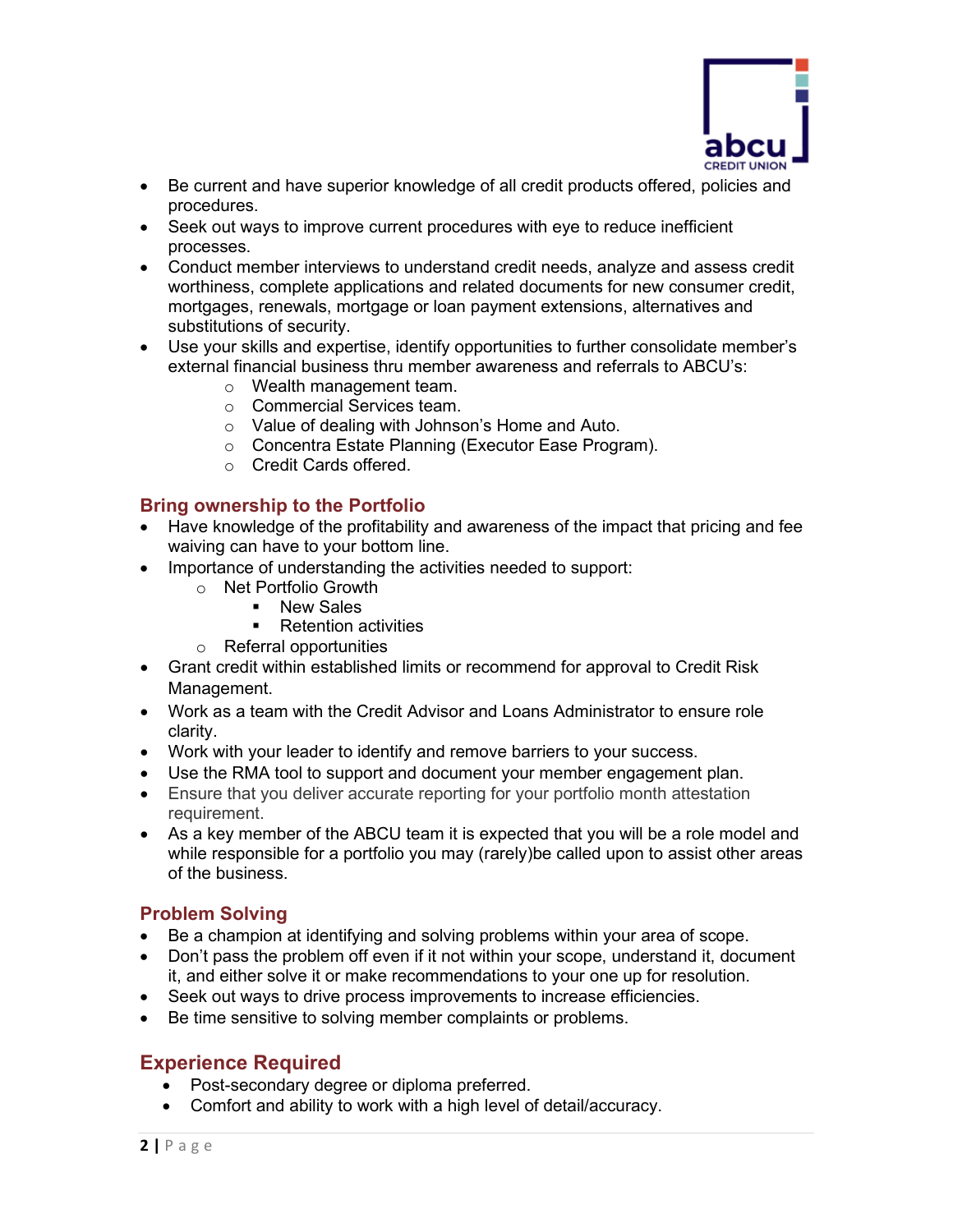- Be current and have superior knowledge of all credit products offered, policies and procedures.
- Seek out ways to improve current procedures with eye to reduce inefficient processes.
- Conduct member interviews to understand credit needs, analyze and assess credit worthiness, complete applications and related documents for new consumer credit, mortgages, renewals, mortgage or loan payment extensions, alternatives and substitutions of security.
- Use your skills and expertise, identify opportunities to further consolidate member's external financial business thru member awareness and referrals to ABCU's:
    - Wealth management team.
    - Commercial Services team.
    - Value of dealing with Johnson's Home and Auto.
    - Concentra Estate Planning (Executor Ease Program).
    - Credit Cards offered.

## Bring ownership to the Portfolio

- Have knowledge of the profitability and awareness of the impact that pricing and fee waiving can have to your bottom line.
- Importance of understanding the activities needed to support:
    - Net Portfolio Growth
        - New Sales
        - Retention activities
    - Referral opportunities
- Grant credit within established limits or recommend for approval to Credit Risk Management.
- Work as a team with the Credit Advisor and Loans Administrator to ensure role clarity.
- Work with your leader to identify and remove barriers to your success.
- Use the RMA tool to support and document your member engagement plan.
- Ensure that you deliver accurate reporting for your portfolio month attestation requirement.
- As a key member of the ABCU team it is expected that you will be a role model and while responsible for a portfolio you may (rarely)be called upon to assist other areas of the business.

## Problem Solving

- Be a champion at identifying and solving problems within your area of scope.
- Don't pass the problem off even if it not within your scope, understand it, document it, and either solve it or make recommendations to your one up for resolution.
- Seek out ways to drive process improvements to increase efficiencies.
- Be time sensitive to solving member complaints or problems.

## Experience Required

- Post-secondary degree or diploma preferred.
- Comfort and ability to work with a high level of detail/accuracy.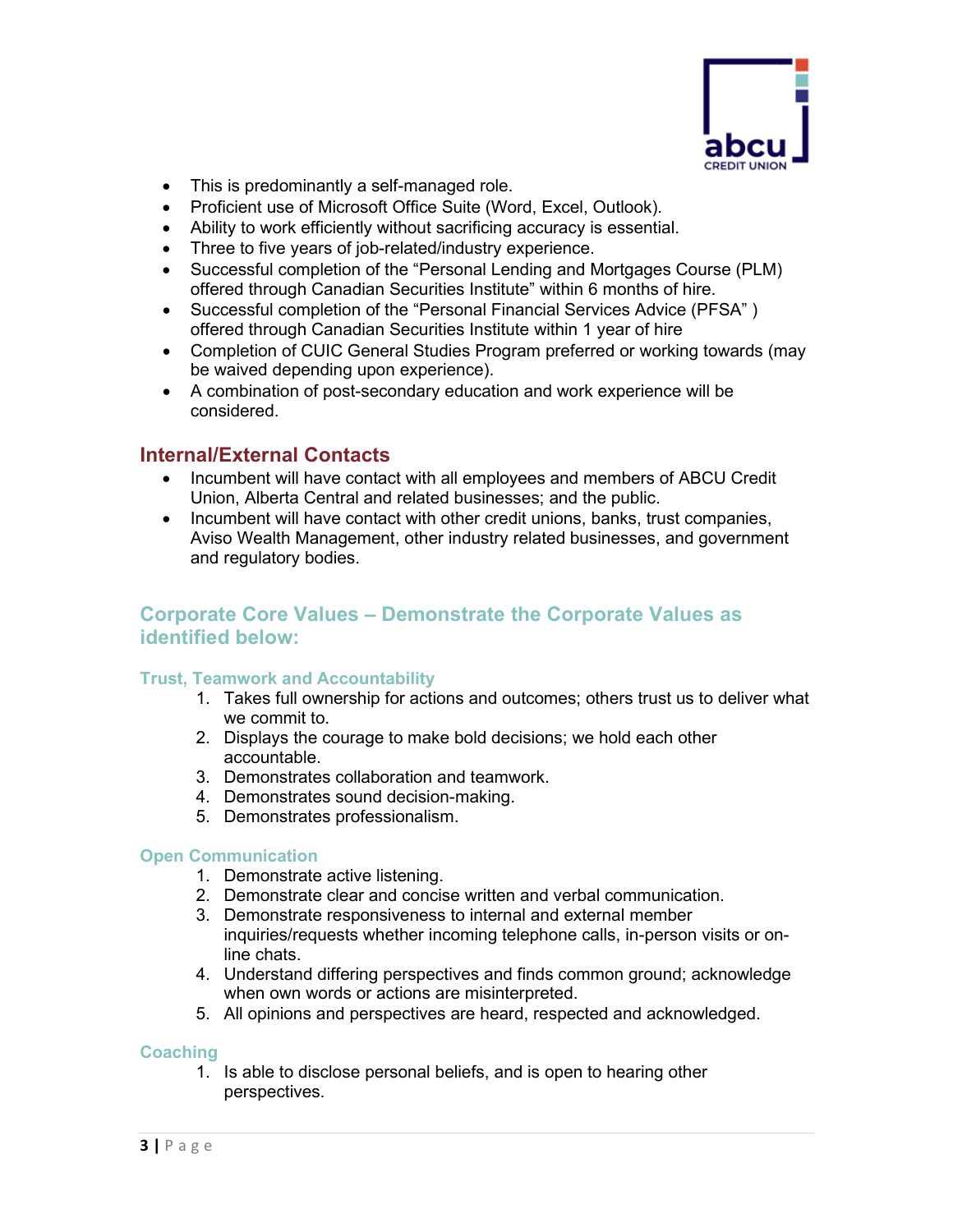- This is predominantly a self-managed role.
- Proficient use of Microsoft Office Suite (Word, Excel, Outlook).
- Ability to work efficiently without sacrificing accuracy is essential.
- Three to five years of job-related/industry experience.
- Successful completion of the “Personal Lending and Mortgages Course (PLM) offered through Canadian Securities Institute” within 6 months of hire.
- Successful completion of the “Personal Financial Services Advice (PFSA” ) offered through Canadian Securities Institute within 1 year of hire
- Completion of CUIC General Studies Program preferred or working towards (may be waived depending upon experience).
- A combination of post-secondary education and work experience will be considered.

## Internal/External Contacts

- Incumbent will have contact with all employees and members of ABCU Credit Union, Alberta Central and related businesses; and the public.
- Incumbent will have contact with other credit unions, banks, trust companies, Aviso Wealth Management, other industry related businesses, and government and regulatory bodies.

## Corporate Core Values – Demonstrate the Corporate Values as identified below:

### Trust, Teamwork and Accountability

1. Takes full ownership for actions and outcomes; others trust us to deliver what we commit to.
2. Displays the courage to make bold decisions; we hold each other accountable.
3. Demonstrates collaboration and teamwork.
4. Demonstrates sound decision-making.
5. Demonstrates professionalism.

### Open Communication

1. Demonstrate active listening.
2. Demonstrate clear and concise written and verbal communication.
3. Demonstrate responsiveness to internal and external member inquiries/requests whether incoming telephone calls, in-person visits or on-line chats.
4. Understand differing perspectives and finds common ground; acknowledge when own words or actions are misinterpreted.
5. All opinions and perspectives are heard, respected and acknowledged.

### Coaching

1. Is able to disclose personal beliefs, and is open to hearing other perspectives.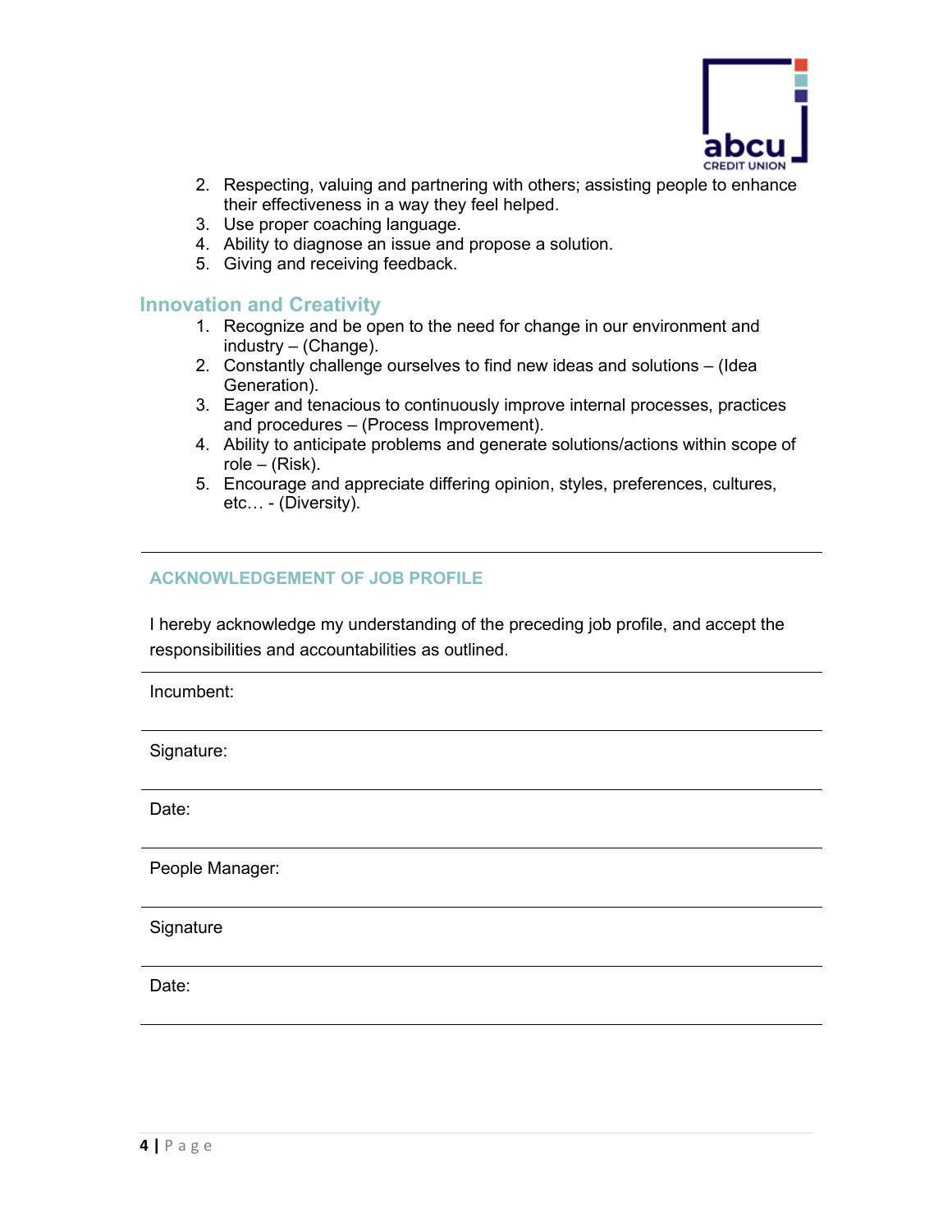2. Respecting, valuing and partnering with others; assisting people to enhance their effectiveness in a way they feel helped.
3. Use proper coaching language.
4. Ability to diagnose an issue and propose a solution.
5. Giving and receiving feedback.

## Innovation and Creativity

1. Recognize and be open to the need for change in our environment and industry – (Change).
2. Constantly challenge ourselves to find new ideas and solutions – (Idea Generation).
3. Eager and tenacious to continuously improve internal processes, practices and procedures – (Process Improvement).
4. Ability to anticipate problems and generate solutions/actions within scope of role – (Risk).
5. Encourage and appreciate differing opinion, styles, preferences, cultures, etc… - (Diversity).

---

## ACKNOWLEDGEMENT OF JOB PROFILE

I hereby acknowledge my understanding of the preceding job profile, and accept the responsibilities and accountabilities as outlined.

| |
|---|
| Incumbent: |
| Signature: |
| Date: |
| People Manager: |
| Signature |
| Date: |